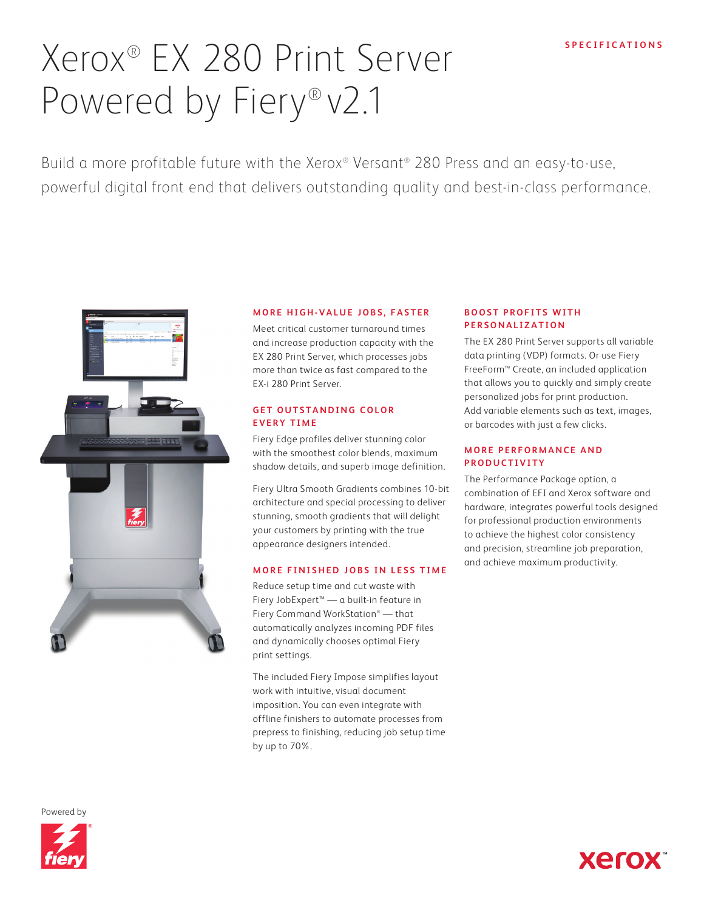SPECIFICATIONS

# Xerox® EX 280 Print Server Powered by Fiery® v2.1

Build a more profitable future with the Xerox® Versant® 280 Press and an easy-to-use, powerful digital front end that delivers outstanding quality and best-in-class performance.

## MORE HIGH-VALUE JOBS, FASTER

Meet critical customer turnaround times and increase production capacity with the EX 280 Print Server, which processes jobs more than twice as fast compared to the EX-i 280 Print Server.

## GET OUTSTANDING COLOR EVERY TIME

Fiery Edge profiles deliver stunning color with the smoothest color blends, maximum shadow details, and superb image definition.

Fiery Ultra Smooth Gradients combines 10-bit architecture and special processing to deliver stunning, smooth gradients that will delight your customers by printing with the true appearance designers intended.

## MORE FINISHED JOBS IN LESS TIME

Reduce setup time and cut waste with Fiery JobExpert™ — a built-in feature in Fiery Command WorkStation® — that automatically analyzes incoming PDF files and dynamically chooses optimal Fiery print settings.

The included Fiery Impose simplifies layout work with intuitive, visual document imposition. You can even integrate with offline finishers to automate processes from prepress to finishing, reducing job setup time by up to 70%.

## BOOST PROFITS WITH PERSONALIZATION

The EX 280 Print Server supports all variable data printing (VDP) formats. Or use Fiery FreeForm™ Create, an included application that allows you to quickly and simply create personalized jobs for print production. Add variable elements such as text, images, or barcodes with just a few clicks.

## MORE PERFORMANCE AND PRODUCTIVITY

The Performance Package option, a combination of EFI and Xerox software and hardware, integrates powerful tools designed for professional production environments to achieve the highest color consistency and precision, streamline job preparation, and achieve maximum productivity.

Powered by fiery®

xerox™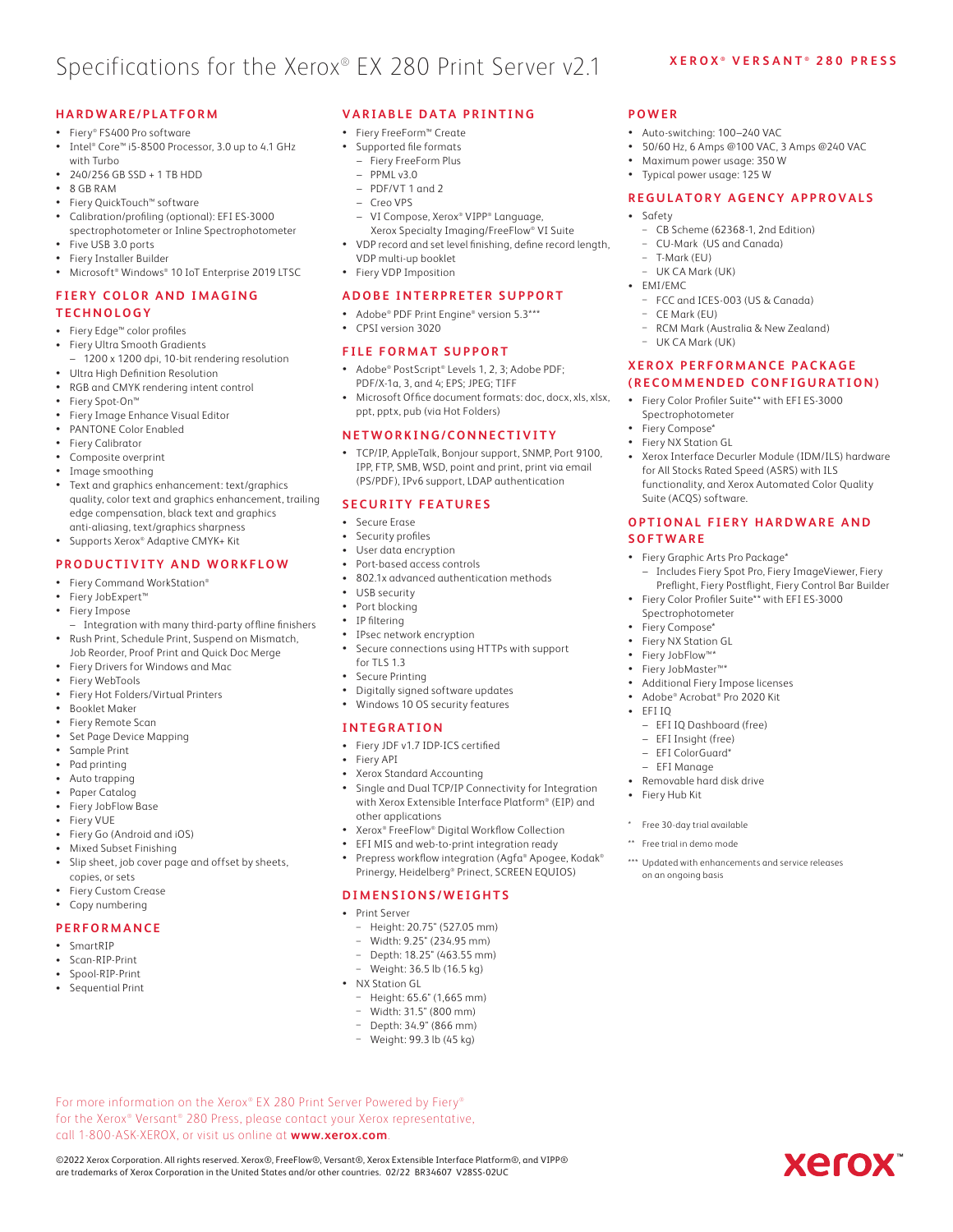# Specifications for the Xerox® EX 280 Print Server v2.1

XEROX® VERSANT® 280 PRESS

## HARDWARE/PLATFORM

- Fiery® FS400 Pro software
- Intel® Core™ i5-8500 Processor, 3.0 up to 4.1 GHz with Turbo
- 240/256 GB SSD + 1 TB HDD
- 8 GB RAM
- Fiery QuickTouch™ software
- Calibration/profiling (optional): EFI ES-3000 spectrophotometer or Inline Spectrophotometer
- Five USB 3.0 ports
- Fiery Installer Builder
- Microsoft® Windows® 10 IoT Enterprise 2019 LTSC

## FIERY COLOR AND IMAGING TECHNOLOGY

- Fiery Edge™ color profiles
- Fiery Ultra Smooth Gradients
  - 1200 x 1200 dpi, 10-bit rendering resolution
- Ultra High Definition Resolution
- RGB and CMYK rendering intent control
- Fiery Spot-On™
- Fiery Image Enhance Visual Editor
- PANTONE Color Enabled
- Fiery Calibrator
- Composite overprint
- Image smoothing
- Text and graphics enhancement: text/graphics quality, color text and graphics enhancement, trailing edge compensation, black text and graphics anti-aliasing, text/graphics sharpness
- Supports Xerox® Adaptive CMYK+ Kit

## PRODUCTIVITY AND WORKFLOW

- Fiery Command WorkStation®
- Fiery JobExpert™
- Fiery Impose
  - Integration with many third-party offline finishers
- Rush Print, Schedule Print, Suspend on Mismatch, Job Reorder, Proof Print and Quick Doc Merge
- Fiery Drivers for Windows and Mac
- Fiery WebTools
- Fiery Hot Folders/Virtual Printers
- Booklet Maker
- Fiery Remote Scan
- Set Page Device Mapping
- Sample Print
- Pad printing
- Auto trapping
- Paper Catalog
- Fiery JobFlow Base
- Fiery VUE
- Fiery Go (Android and iOS)
- Mixed Subset Finishing
- Slip sheet, job cover page and offset by sheets, copies, or sets
- Fiery Custom Crease
- Copy numbering

## PERFORMANCE

- SmartRIP
- Scan-RIP-Print
- Spool-RIP-Print
- Sequential Print

## VARIABLE DATA PRINTING

- Fiery FreeForm™ Create
- Supported file formats
  - Fiery FreeForm Plus
  - PPML v3.0
  - PDF/VT 1 and 2
  - Creo VPS
  - VI Compose, Xerox® VIPP® Language, Xerox Specialty Imaging/FreeFlow® VI Suite
- VDP record and set level finishing, define record length, VDP multi-up booklet
- Fiery VDP Imposition

## ADOBE INTERPRETER SUPPORT

- Adobe® PDF Print Engine® version 5.3***
- CPSI version 3020

## FILE FORMAT SUPPORT

- Adobe® PostScript® Levels 1, 2, 3; Adobe PDF; PDF/X-1a, 3, and 4; EPS; JPEG; TIFF
- Microsoft Office document formats: doc, docx, xls, xlsx, ppt, pptx, pub (via Hot Folders)

## NETWORKING/CONNECTIVITY

- TCP/IP, AppleTalk, Bonjour support, SNMP, Port 9100, IPP, FTP, SMB, WSD, point and print, print via email (PS/PDF), IPv6 support, LDAP authentication

## SECURITY FEATURES

- Secure Erase
- Security profiles
- User data encryption
- Port-based access controls
- 802.1x advanced authentication methods
- USB security
- Port blocking
- IP filtering
- IPsec network encryption
- Secure connections using HTTPs with support for TLS 1.3
- Secure Printing
- Digitally signed software updates
- Windows 10 OS security features

## INTEGRATION

- Fiery JDF v1.7 IDP-ICS certified
- Fiery API
- Xerox Standard Accounting
- Single and Dual TCP/IP Connectivity for Integration with Xerox Extensible Interface Platform® (EIP) and other applications
- Xerox® FreeFlow® Digital Workflow Collection
- EFI MIS and web-to-print integration ready
- Prepress workflow integration (Agfa® Apogee, Kodak® Prinergy, Heidelberg® Prinect, SCREEN EQUIOS)

## DIMENSIONS/WEIGHTS

- Print Server
  - Height: 20.75" (527.05 mm)
  - Width: 9.25" (234.95 mm)
  - Depth: 18.25" (463.55 mm)
  - Weight: 36.5 lb (16.5 kg)
- NX Station GL
  - Height: 65.6" (1,665 mm)
  - Width: 31.5" (800 mm)
  - Depth: 34.9" (866 mm)
  - Weight: 99.3 lb (45 kg)

## POWER

- Auto-switching: 100–240 VAC
- 50/60 Hz, 6 Amps @100 VAC, 3 Amps @240 VAC
- Maximum power usage: 350 W
- Typical power usage: 125 W

## REGULATORY AGENCY APPROVALS

- Safety
  - CB Scheme (62368-1, 2nd Edition)
  - CU-Mark (US and Canada)
  - T-Mark (EU)
  - UK CA Mark (UK)
- EMI/EMC
  - FCC and ICES-003 (US & Canada)
  - CE Mark (EU)
  - RCM Mark (Australia & New Zealand)
  - UK CA Mark (UK)

## XEROX PERFORMANCE PACKAGE (RECOMMENDED CONFIGURATION)

- Fiery Color Profiler Suite** with EFI ES-3000 Spectrophotometer
- Fiery Compose*
- Fiery NX Station GL
- Xerox Interface Decurler Module (IDM/ILS) hardware for All Stocks Rated Speed (ASRS) with ILS functionality, and Xerox Automated Color Quality Suite (ACQS) software.

## OPTIONAL FIERY HARDWARE AND SOFTWARE

- Fiery Graphic Arts Pro Package*
  - Includes Fiery Spot Pro, Fiery ImageViewer, Fiery Preflight, Fiery Postflight, Fiery Control Bar Builder
- Fiery Color Profiler Suite** with EFI ES-3000 Spectrophotometer
- Fiery Compose*
- Fiery NX Station GL
- Fiery JobFlow™*
- Fiery JobMaster™*
- Additional Fiery Impose licenses
- Adobe® Acrobat® Pro 2020 Kit
- EFI IQ
  - EFI IQ Dashboard (free)
  - EFI Insight (free)
  - EFI ColorGuard*
  - EFI Manage
- Removable hard disk drive
- Fiery Hub Kit

\* Free 30-day trial available

** Free trial in demo mode

*** Updated with enhancements and service releases on an ongoing basis

For more information on the Xerox® EX 280 Print Server Powered by Fiery® for the Xerox® Versant® 280 Press, please contact your Xerox representative, call 1-800-ASK-XEROX, or visit us online at **www.xerox.com**.

©2022 Xerox Corporation. All rights reserved. Xerox®, FreeFlow®, Versant®, Xerox Extensible Interface Platform®, and VIPP® are trademarks of Xerox Corporation in the United States and/or other countries. 02/22 BR34607 V28SS-02UC

xerox™